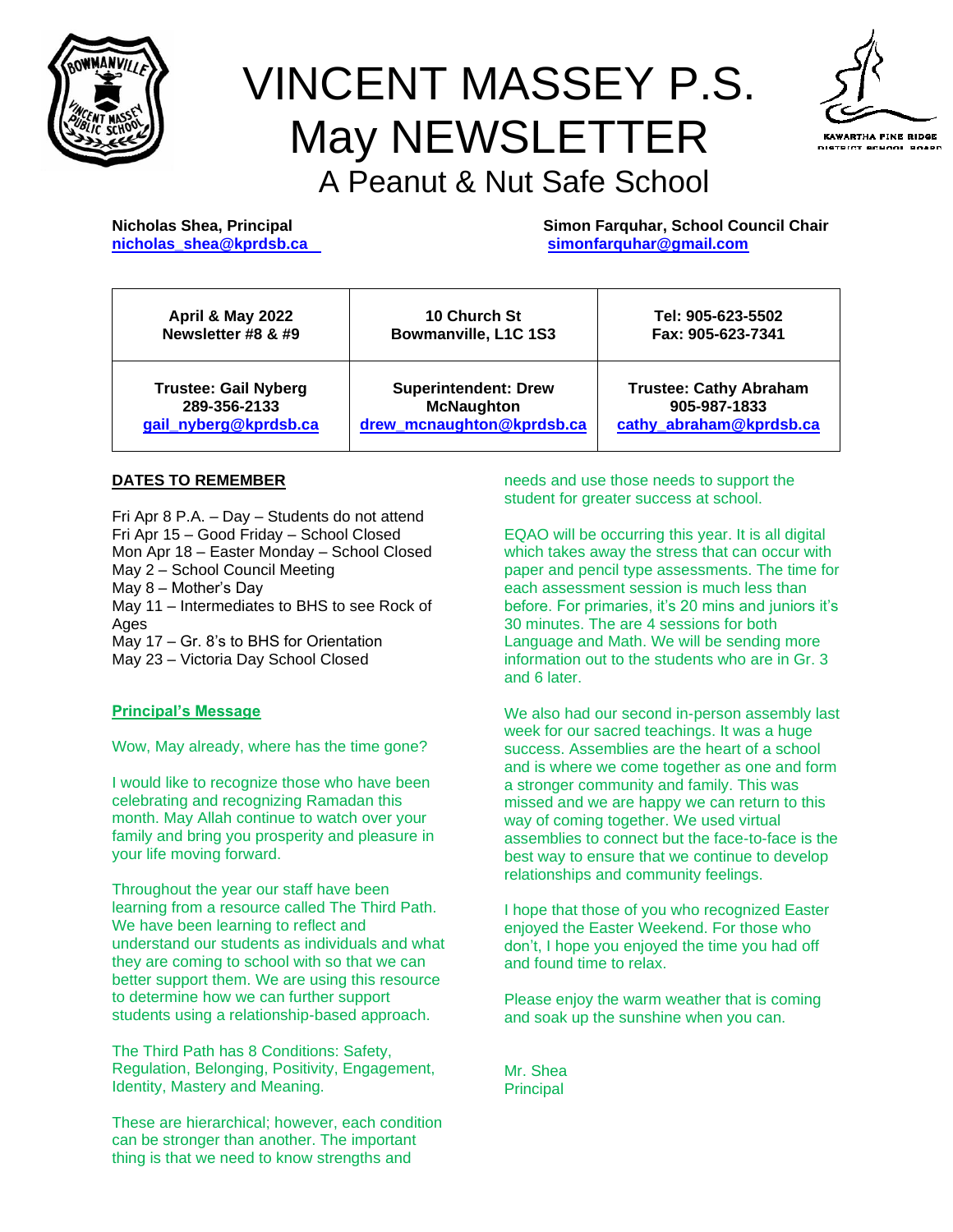# VINCENT MASSEY P.S.
# May NEWSLETTER
## A Peanut & Nut Safe School

**Nicholas Shea, Principal**
**nicholas_shea@kprdsb.ca**

**Simon Farquhar, School Council Chair**
**simonfarquhar@gmail.com**

| April & May 2022<br>Newsletter #8 & #9 | 10 Church St<br>Bowmanville, L1C 1S3 | Tel: 905-623-5502<br>Fax: 905-623-7341 |
|---|---|---|
| **Trustee: Gail Nyberg**<br>**289-356-2133**<br>**gail_nyberg@kprdsb.ca** | **Superintendent: Drew McNaughton**<br>**drew_mcnaughton@kprdsb.ca** | **Trustee: Cathy Abraham**<br>**905-987-1833**<br>**cathy_abraham@kprdsb.ca** |

**DATES TO REMEMBER**

Fri Apr 8 P.A. – Day – Students do not attend
Fri Apr 15 – Good Friday – School Closed
Mon Apr 18 – Easter Monday – School Closed
May 2 – School Council Meeting
May 8 – Mother's Day
May 11 – Intermediates to BHS to see Rock of Ages
May 17 – Gr. 8's to BHS for Orientation
May 23 – Victoria Day School Closed

**Principal's Message**

Wow, May already, where has the time gone?

I would like to recognize those who have been celebrating and recognizing Ramadan this month. May Allah continue to watch over your family and bring you prosperity and pleasure in your life moving forward.

Throughout the year our staff have been learning from a resource called The Third Path. We have been learning to reflect and understand our students as individuals and what they are coming to school with so that we can better support them. We are using this resource to determine how we can further support students using a relationship-based approach.

The Third Path has 8 Conditions: Safety, Regulation, Belonging, Positivity, Engagement, Identity, Mastery and Meaning.

These are hierarchical; however, each condition can be stronger than another. The important thing is that we need to know strengths and needs and use those needs to support the student for greater success at school.

EQAO will be occurring this year. It is all digital which takes away the stress that can occur with paper and pencil type assessments. The time for each assessment session is much less than before. For primaries, it's 20 mins and juniors it's 30 minutes. The are 4 sessions for both Language and Math. We will be sending more information out to the students who are in Gr. 3 and 6 later.

We also had our second in-person assembly last week for our sacred teachings. It was a huge success. Assemblies are the heart of a school and is where we come together as one and form a stronger community and family. This was missed and we are happy we can return to this way of coming together. We used virtual assemblies to connect but the face-to-face is the best way to ensure that we continue to develop relationships and community feelings.

I hope that those of you who recognized Easter enjoyed the Easter Weekend. For those who don't, I hope you enjoyed the time you had off and found time to relax.

Please enjoy the warm weather that is coming and soak up the sunshine when you can.

Mr. Shea
Principal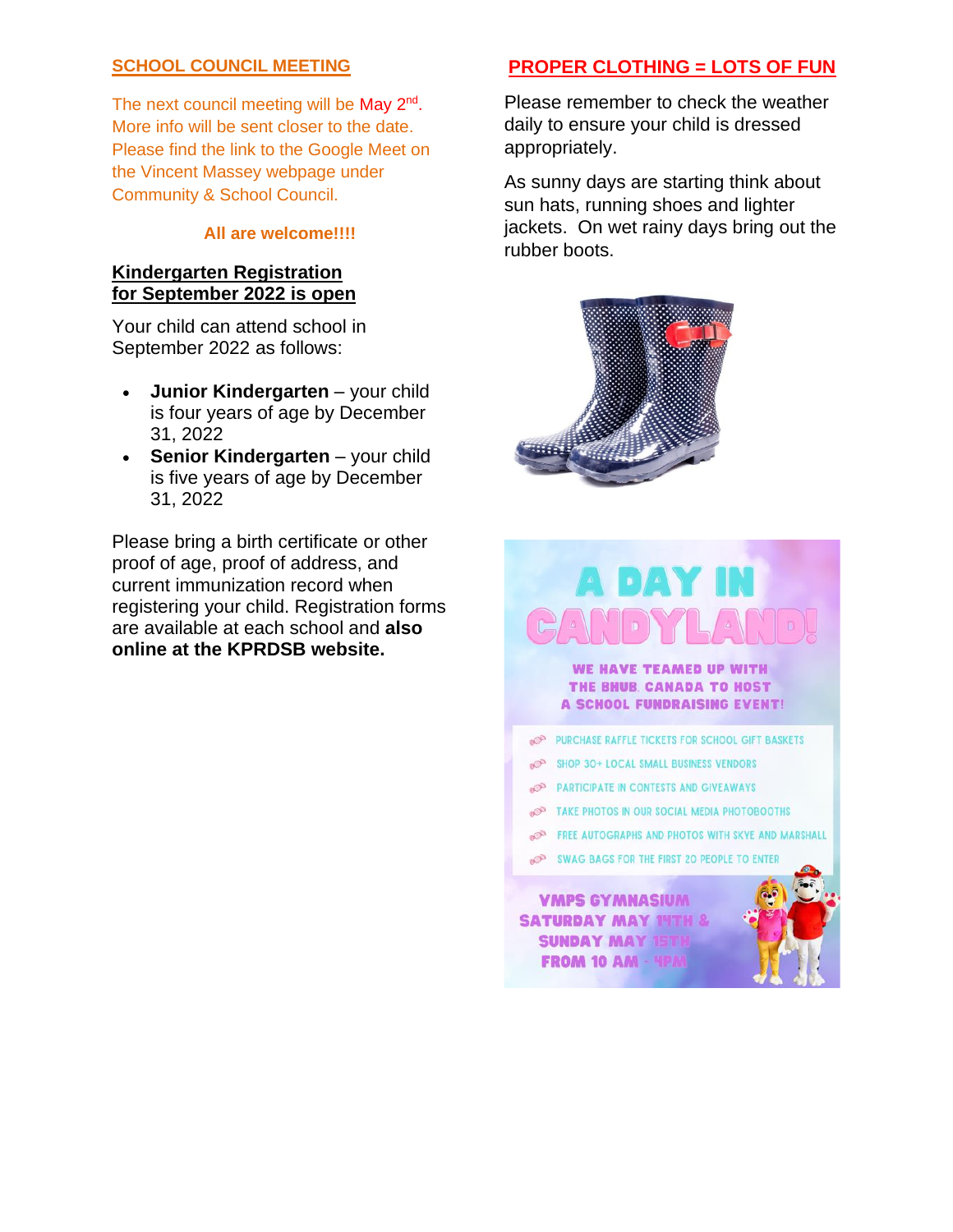## SCHOOL COUNCIL MEETING

The next council meeting will be May 2nd. More info will be sent closer to the date. Please find the link to the Google Meet on the Vincent Massey webpage under Community & School Council.

**All are welcome!!!!**

## Kindergarten Registration for September 2022 is open

Your child can attend school in September 2022 as follows:

- **Junior Kindergarten** – your child is four years of age by December 31, 2022
- **Senior Kindergarten** – your child is five years of age by December 31, 2022

Please bring a birth certificate or other proof of age, proof of address, and current immunization record when registering your child. Registration forms are available at each school and **also online at the KPRDSB website.**

## PROPER CLOTHING = LOTS OF FUN

Please remember to check the weather daily to ensure your child is dressed appropriately.

As sunny days are starting think about sun hats, running shoes and lighter jackets. On wet rainy days bring out the rubber boots.

## A DAY IN CANDYLAND!

WE HAVE TEAMED UP WITH THE BHUB. CANADA TO HOST A SCHOOL FUNDRAISING EVENT!

- PURCHASE RAFFLE TICKETS FOR SCHOOL GIFT BASKETS
- SHOP 30+ LOCAL SMALL BUSINESS VENDORS
- PARTICIPATE IN CONTESTS AND GIVEAWAYS
- TAKE PHOTOS IN OUR SOCIAL MEDIA PHOTOBOOTHS
- FREE AUTOGRAPHS AND PHOTOS WITH SKYE AND MARSHALL
- SWAG BAGS FOR THE FIRST 20 PEOPLE TO ENTER

VMPS GYMNASIUM
SATURDAY MAY 14TH &
SUNDAY MAY 15TH
FROM 10 AM - 4PM